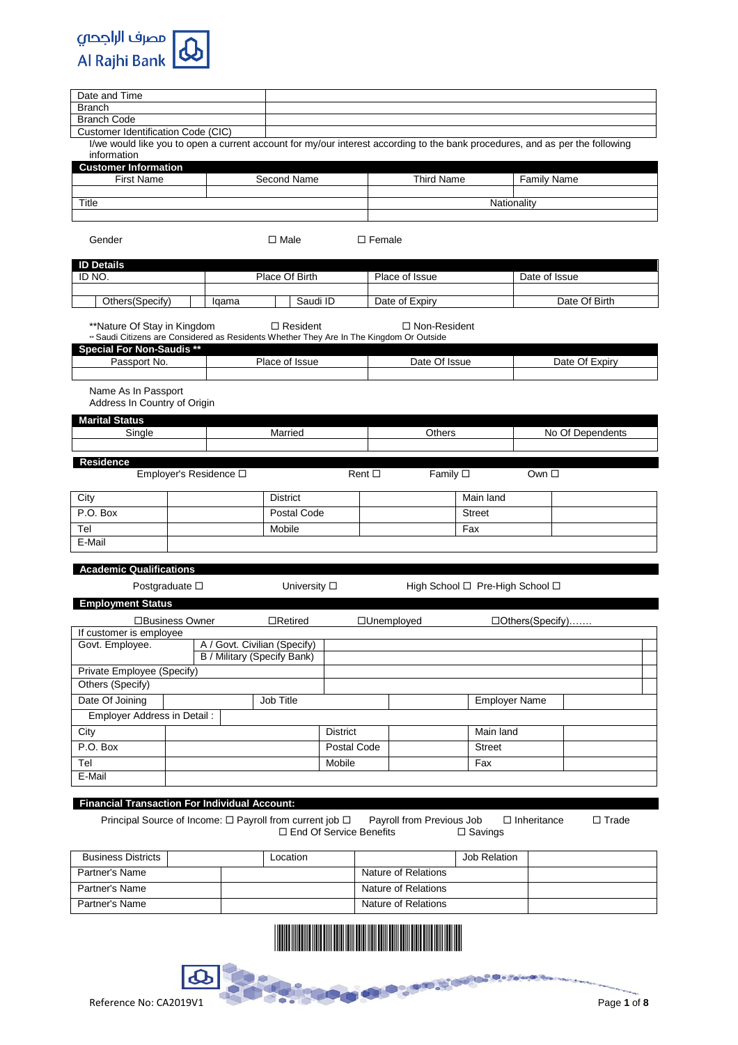مصرف الراجحي
Al Rajhi Bank

| Date and Time | |
|---|---|
| Branch | |
| Branch Code | |
| Customer Identification Code (CIC) | |

I/we would like you to open a current account for my/our interest according to the bank procedures, and as per the following information

**Customer Information**

| First Name | Second Name | Third Name | Family Name |
|---|---|---|---|
| | | | |
| Title | | Nationality | |
| | | | |

Gender ☐ Male ☐ Female

**ID Details**

| ID NO. | | | Place Of Birth | Place of Issue | Date of Issue |
|---|---|---|---|---|---|
| | | | | | |
| Others(Specify) | Iqama | | Saudi ID | Date of Expiry | Date Of Birth |

**Nature Of Stay in Kingdom ☐ Resident ☐ Non-Resident
** Saudi Citizens are Considered as Residents Whether They Are In The Kingdom Or Outside

**Special For Non-Saudis ****

| Passport No. | Place of Issue | Date Of Issue | Date Of Expiry |
|---|---|---|---|
| | | | |

Name As In Passport
Address In Country of Origin

**Marital Status**

| Single | Married | Others | No Of Dependents |
|---|---|---|---|
| | | | |

**Residence**

Employer's Residence ☐ Rent ☐ Family ☐ Own ☐

| City | | District | | Main land | |
|---|---|---|---|---|---|
| P.O. Box | | Postal Code | | Street | |
| Tel | | Mobile | | Fax | |
| E-Mail | | | | | |

**Academic Qualifications**

Postgraduate ☐ University ☐ High School ☐ Pre-High School ☐

**Employment Status**

☐Business Owner ☐Retired ☐Unemployed ☐Others(Specify).......

| If customer is employee | | | |
|---|---|---|---|
| Govt. Employee. | A / Govt. Civilian (Specify) | | |
| | B / Military (Specify Bank) | | |
| Private Employee (Specify) | | | |
| Others (Specify) | | | |

| Date Of Joining | | Job Title | | Employer Name | |
|---|---|---|---|---|---|
| Employer Address in Detail : | | | | | |
| City | | District | | Main land | |
| P.O. Box | | Postal Code | | Street | |
| Tel | | Mobile | | Fax | |
| E-Mail | | | | | |

**Financial Transaction For Individual Account:**

Principal Source of Income: ☐ Payroll from current job ☐ Payroll from Previous Job ☐ Inheritance ☐ Trade ☐ End Of Service Benefits ☐ Savings

| Business Districts | | Location | | Job Relation | |
|---|---|---|---|---|---|
| Partner's Name | | Nature of Relations | | | |
| Partner's Name | | Nature of Relations | | | |
| Partner's Name | | Nature of Relations | | | |

Reference No: CA2019V1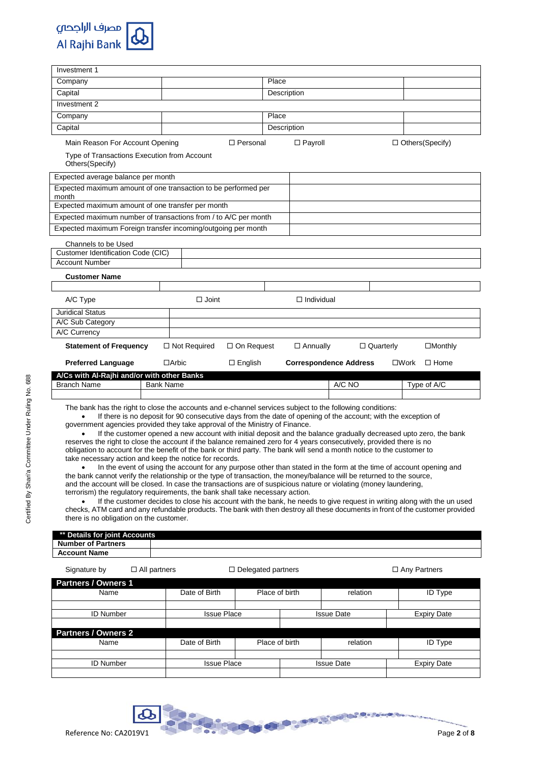| Investment 1 | | | |
|---|---|---|---|
| Company | | Place | |
| Capital | | Description | |
| Investment 2 | | | |
| Company | | Place | |
| Capital | | Description | |

Main Reason For Account Opening ☐ Personal ☐ Payroll ☐ Others(Specify)

Type of Transactions Execution from Account Others(Specify)

| | |
|---|---|
| Expected average balance per month | |
| Expected maximum amount of one transaction to be performed per month | |
| Expected maximum amount of one transfer per month | |
| Expected maximum number of transactions from / to A/C per month | |
| Expected maximum Foreign transfer incoming/outgoing per month | |

Channels to be Used

| | |
|---|---|
| Customer Identification Code (CIC) | |
| Account Number | |

**Customer Name**

| | | | |
|---|---|---|---|
| | | | |

A/C Type ☐ Joint ☐ Individual

| | |
|---|---|
| Juridical Status | |
| A/C Sub Category | |
| A/C Currency | |

**Statement of Frequency** ☐ Not Required ☐ On Request ☐ Annually ☐ Quarterly ☐Monthly

**Preferred Language** ☐Arbic ☐ English **Correspondence Address** ☐Work ☐ Home

**A/Cs with Al-Rajhi and/or with other Banks**

| Branch Name | Bank Name | A/C NO | Type of A/C |
|---|---|---|---|
| | | | |

The bank has the right to close the accounts and e-channel services subject to the following conditions:

- If there is no deposit for 90 consecutive days from the date of opening of the account; with the exception of government agencies provided they take approval of the Ministry of Finance.
- If the customer opened a new account with initial deposit and the balance gradually decreased upto zero, the bank reserves the right to close the account if the balance remained zero for 4 years consecutively, provided there is no obligation to account for the benefit of the bank or third party. The bank will send a month notice to the customer to take necessary action and keep the notice for records.
- In the event of using the account for any purpose other than stated in the form at the time of account opening and the bank cannot verify the relationship or the type of transaction, the money/balance will be returned to the source, and the account will be closed. In case the transactions are of suspicious nature or violating (money laundering, terrorism) the regulatory requirements, the bank shall take necessary action.
- If the customer decides to close his account with the bank, he needs to give request in writing along with the un used checks, ATM card and any refundable products. The bank with then destroy all these documents in front of the customer provided there is no obligation on the customer.

| ** Details for joint Accounts | |
|---|---|
| **Number of Partners** | |
| **Account Name** | |

Signature by ☐ All partners ☐ Delegated partners ☐ Any Partners

**Partners / Owners 1**

| Name | Date of Birth | Place of birth | relation | ID Type |
|---|---|---|---|---|
| | | | | |

| ID Number | Issue Place | Issue Date | Expiry Date |
|---|---|---|---|
| | | | |

**Partners / Owners 2**

| Name | Date of Birth | Place of birth | relation | ID Type |
|---|---|---|---|---|
| | | | | |

| ID Number | Issue Place | Issue Date | Expiry Date |
|---|---|---|---|
| | | | |

Certified By Shari'a Committee Under Ruling No. 688

Reference No: CA2019V1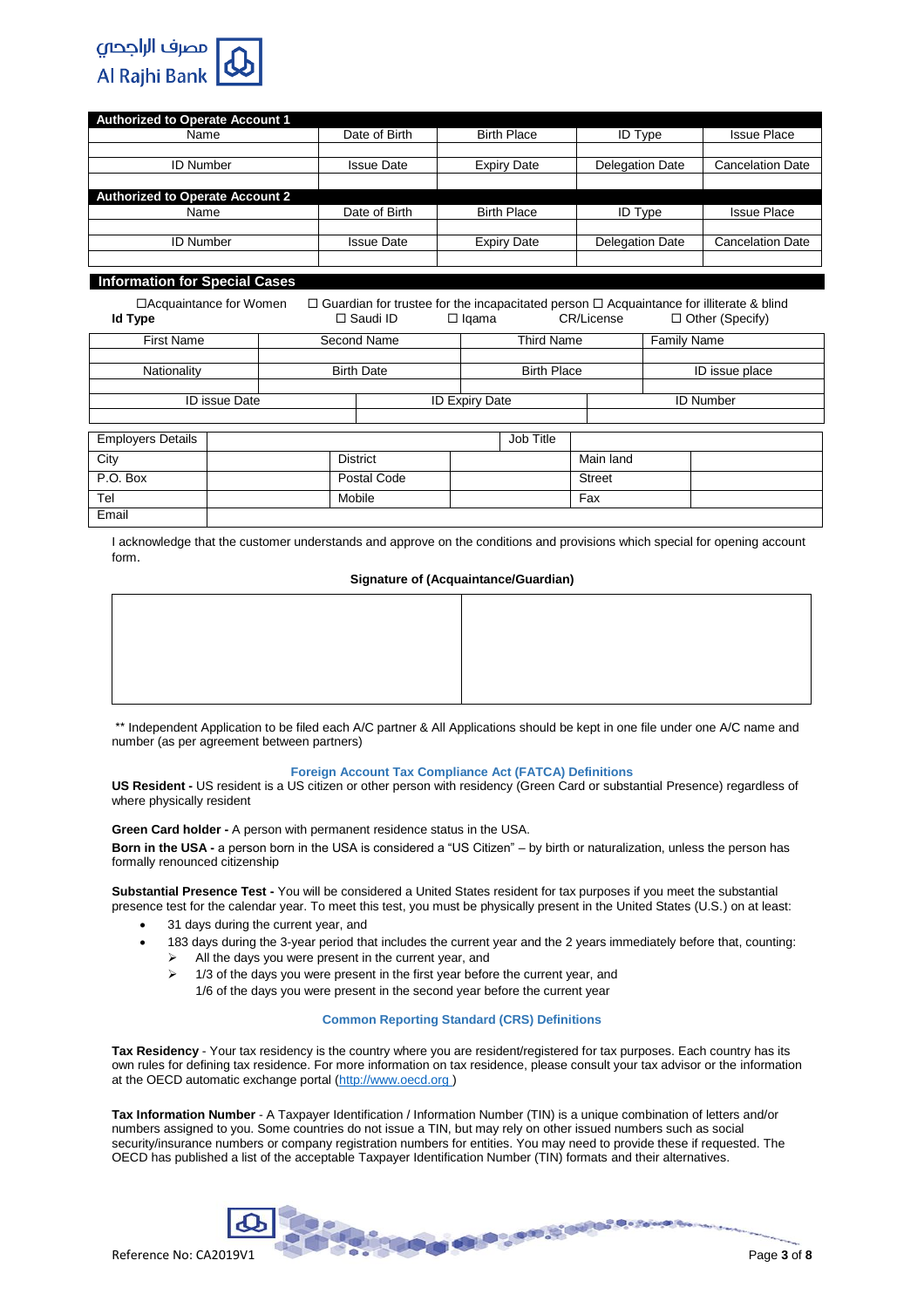| **Authorized to Operate Account 1** | | | | |
|---|---|---|---|---|
| Name | Date of Birth | Birth Place | ID Type | Issue Place |
| | | | | |
| ID Number | Issue Date | Expiry Date | Delegation Date | Cancelation Date |
| | | | | |

| **Authorized to Operate Account 2** | | | | |
|---|---|---|---|---|
| Name | Date of Birth | Birth Place | ID Type | Issue Place |
| | | | | |
| ID Number | Issue Date | Expiry Date | Delegation Date | Cancelation Date |
| | | | | |

## Information for Special Cases

☐Acquaintance for Women ☐ Guardian for trustee for the incapacitated person ☐ Acquaintance for illiterate & blind

**Id Type** ☐ Saudi ID ☐ Iqama CR/License ☐ Other (Specify)

| First Name | Second Name | Third Name | Family Name |
|---|---|---|---|
| | | | |
| Nationality | Birth Date | Birth Place | ID issue place |
| | | | |

| ID issue Date | ID Expiry Date | ID Number |
|---|---|---|
| | | |

| Employers Details | | | Job Title | | |
|---|---|---|---|---|---|
| City | | District | | Main land | |
| P.O. Box | | Postal Code | | Street | |
| Tel | | Mobile | | Fax | |
| Email | | | | | |

I acknowledge that the customer understands and approve on the conditions and provisions which special for opening account form.

**Signature of (Acquaintance/Guardian)**

| | |
|---|---|
| | |

** Independent Application to be filed each A/C partner & All Applications should be kept in one file under one A/C name and number (as per agreement between partners)

### Foreign Account Tax Compliance Act (FATCA) Definitions

**US Resident -** US resident is a US citizen or other person with residency (Green Card or substantial Presence) regardless of where physically resident

**Green Card holder -** A person with permanent residence status in the USA.

**Born in the USA -** a person born in the USA is considered a "US Citizen" – by birth or naturalization, unless the person has formally renounced citizenship

**Substantial Presence Test -** You will be considered a United States resident for tax purposes if you meet the substantial presence test for the calendar year. To meet this test, you must be physically present in the United States (U.S.) on at least:

- 31 days during the current year, and
- 183 days during the 3-year period that includes the current year and the 2 years immediately before that, counting:
  - All the days you were present in the current year, and
  - 1/3 of the days you were present in the first year before the current year, and
    1/6 of the days you were present in the second year before the current year

### Common Reporting Standard (CRS) Definitions

**Tax Residency** - Your tax residency is the country where you are resident/registered for tax purposes. Each country has its own rules for defining tax residence. For more information on tax residence, please consult your tax advisor or the information at the OECD automatic exchange portal (http://www.oecd.org )

**Tax Information Number** - A Taxpayer Identification / Information Number (TIN) is a unique combination of letters and/or numbers assigned to you. Some countries do not issue a TIN, but may rely on other issued numbers such as social security/insurance numbers or company registration numbers for entities. You may need to provide these if requested. The OECD has published a list of the acceptable Taxpayer Identification Number (TIN) formats and their alternatives.

Reference No: CA2019V1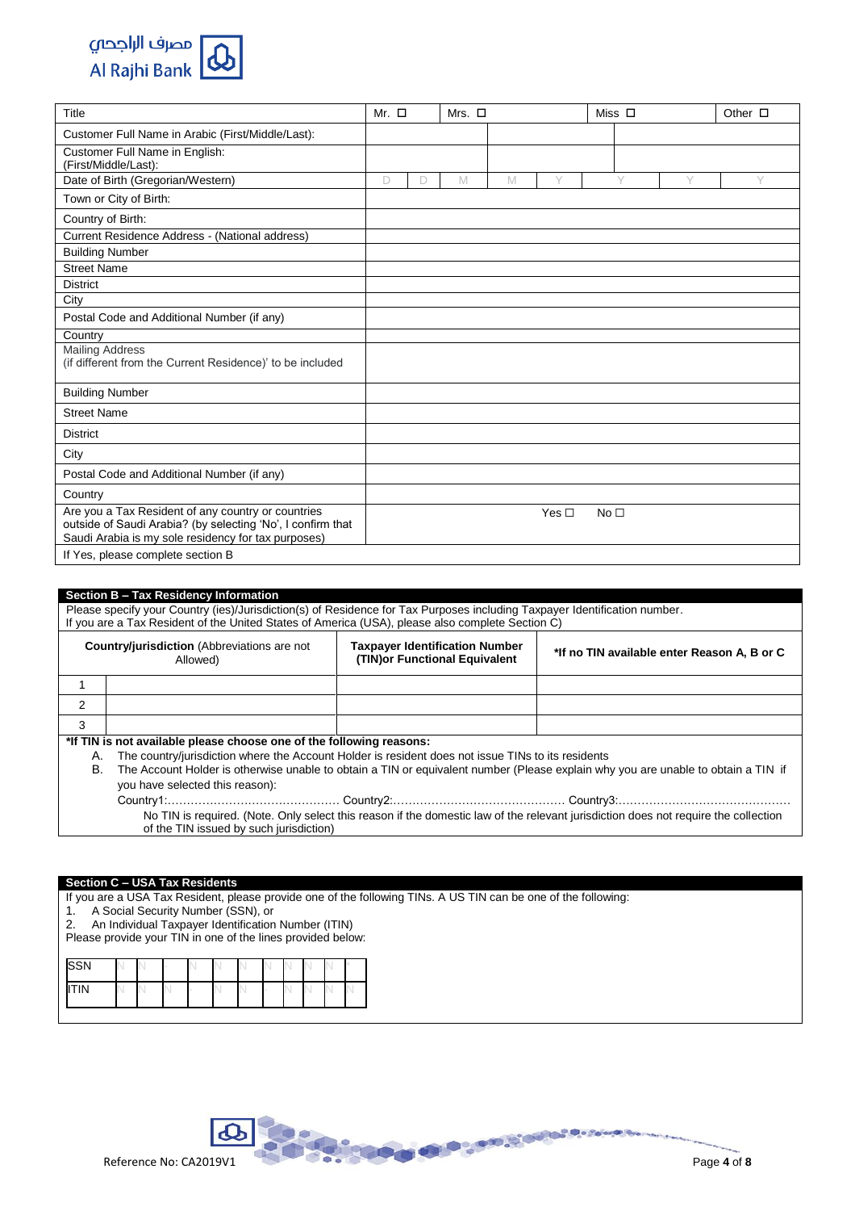مصرف الراجحي
Al Rajhi Bank

| Title | Mr. ☐ | Mrs. ☐ | Miss ☐ | Other ☐ |
|---|---|---|---|---|
| Customer Full Name in Arabic (First/Middle/Last): | | | | |
| Customer Full Name in English: (First/Middle/Last): | | | | |
| Date of Birth (Gregorian/Western) | D D | M M | Y Y | Y Y |
| Town or City of Birth: | | | | |
| Country of Birth: | | | | |
| Current Residence Address - (National address) | | | | |
| Building Number | | | | |
| Street Name | | | | |
| District | | | | |
| City | | | | |
| Postal Code and Additional Number (if any) | | | | |
| Country | | | | |
| Mailing Address (if different from the Current Residence)' to be included | | | | |
| Building Number | | | | |
| Street Name | | | | |
| District | | | | |
| City | | | | |
| Postal Code and Additional Number (if any) | | | | |
| Country | | | | |
| Are you a Tax Resident of any country or countries outside of Saudi Arabia? (by selecting 'No', I confirm that Saudi Arabia is my sole residency for tax purposes) | Yes ☐ No ☐ | | | |
| If Yes, please complete section B | | | | |

## Section B – Tax Residency Information

Please specify your Country (ies)/Jurisdiction(s) of Residence for Tax Purposes including Taxpayer Identification number.
If you are a Tax Resident of the United States of America (USA), please also complete Section C)

| | **Country/jurisdiction** (Abbreviations are not Allowed) | **Taxpayer Identification Number (TIN)or Functional Equivalent** | **\*If no TIN available enter Reason A, B or C** |
|---|---|---|---|
| 1 | | | |
| 2 | | | |
| 3 | | | |

**\*If TIN is not available please choose one of the following reasons:**

A. The country/jurisdiction where the Account Holder is resident does not issue TINs to its residents

B. The Account Holder is otherwise unable to obtain a TIN or equivalent number (Please explain why you are unable to obtain a TIN if you have selected this reason):

Country1:……………………………………… Country2:……………………………………… Country3:………………………………………

No TIN is required. (Note. Only select this reason if the domestic law of the relevant jurisdiction does not require the collection of the TIN issued by such jurisdiction)

## Section C – USA Tax Residents

If you are a USA Tax Resident, please provide one of the following TINs. A US TIN can be one of the following:

1. A Social Security Number (SSN), or
2. An Individual Taxpayer Identification Number (ITIN)

Please provide your TIN in one of the lines provided below:

| SSN | N | N | | N | N | N | N | N | N | N | |
|---|---|---|---|---|---|---|---|---|---|---|---|
| ITIN | N | N | N | | N | N | | N | N | N | N |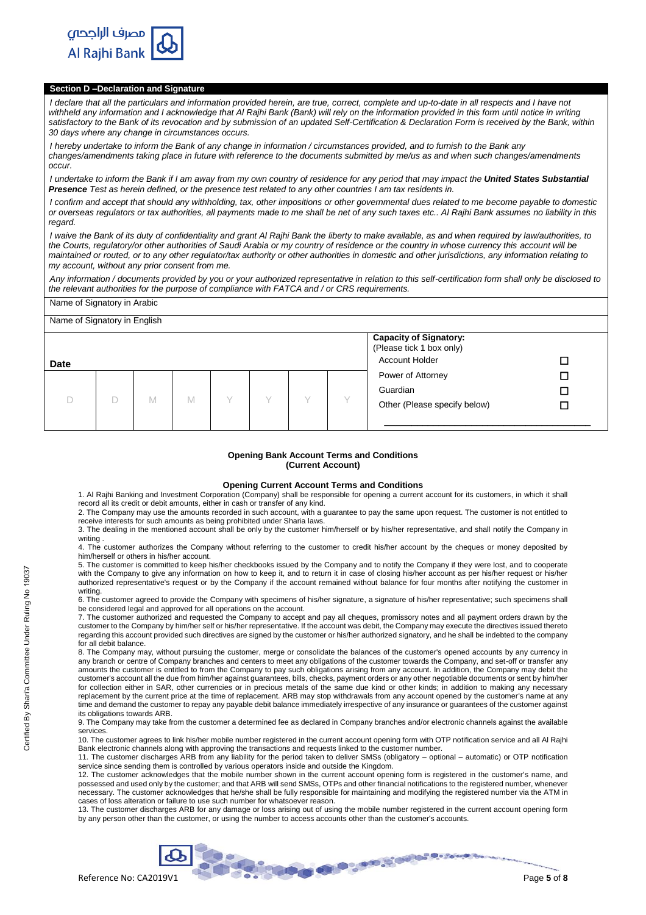## Section D –Declaration and Signature

*I declare that all the particulars and information provided herein, are true, correct, complete and up-to-date in all respects and I have not withheld any information and I acknowledge that Al Rajhi Bank (Bank) will rely on the information provided in this form until notice in writing satisfactory to the Bank of its revocation and by submission of an updated Self-Certification & Declaration Form is received by the Bank, within 30 days where any change in circumstances occurs.*

*I hereby undertake to inform the Bank of any change in information / circumstances provided, and to furnish to the Bank any changes/amendments taking place in future with reference to the documents submitted by me/us as and when such changes/amendments occur.*

*I undertake to inform the Bank if I am away from my own country of residence for any period that may impact the* ***United States Substantial Presence*** *Test as herein defined, or the presence test related to any other countries I am tax residents in.*

*I confirm and accept that should any withholding, tax, other impositions or other governmental dues related to me become payable to domestic or overseas regulators or tax authorities, all payments made to me shall be net of any such taxes etc.. Al Rajhi Bank assumes no liability in this regard.*

*I waive the Bank of its duty of confidentiality and grant Al Rajhi Bank the liberty to make available, as and when required by law/authorities, to the Courts, regulatory/or other authorities of Saudi Arabia or my country of residence or the country in whose currency this account will be maintained or routed, or to any other regulator/tax authority or other authorities in domestic and other jurisdictions, any information relating to my account, without any prior consent from me.*

*Any information / documents provided by you or your authorized representative in relation to this self-certification form shall only be disclosed to the relevant authorities for the purpose of compliance with FATCA and / or CRS requirements.*

Name of Signatory in Arabic

Name of Signatory in English

| Date | | | | | | | | **Capacity of Signatory:** (Please tick 1 box only) | |
|---|---|---|---|---|---|---|---|---|---|
| | | | | | | | | Account Holder | ☐ |
| D | D | M | M | Y | Y | Y | Y | Power of Attorney | ☐ |
| | | | | | | | | Guardian | ☐ |
| | | | | | | | | Other (Please specify below) | ☐ |
| | | | | | | | | ______________________________ | |

### Opening Bank Account Terms and Conditions (Current Account)

### Opening Current Account Terms and Conditions

1. Al Rajhi Banking and Investment Corporation (Company) shall be responsible for opening a current account for its customers, in which it shall record all its credit or debit amounts, either in cash or transfer of any kind.
2. The Company may use the amounts recorded in such account, with a guarantee to pay the same upon request. The customer is not entitled to receive interests for such amounts as being prohibited under Sharia laws.
3. The dealing in the mentioned account shall be only by the customer him/herself or by his/her representative, and shall notify the Company in writing .
4. The customer authorizes the Company without referring to the customer to credit his/her account by the cheques or money deposited by him/herself or others in his/her account.
5. The customer is committed to keep his/her checkbooks issued by the Company and to notify the Company if they were lost, and to cooperate with the Company to give any information on how to keep it, and to return it in case of closing his/her account as per his/her request or his/her authorized representative's request or by the Company if the account remained without balance for four months after notifying the customer in writing.
6. The customer agreed to provide the Company with specimens of his/her signature, a signature of his/her representative; such specimens shall be considered legal and approved for all operations on the account.
7. The customer authorized and requested the Company to accept and pay all cheques, promissory notes and all payment orders drawn by the customer to the Company by him/her self or his/her representative. If the account was debit, the Company may execute the directives issued thereto regarding this account provided such directives are signed by the customer or his/her authorized signatory, and he shall be indebted to the company for all debit balance.
8. The Company may, without pursuing the customer, merge or consolidate the balances of the customer's opened accounts by any currency in any branch or centre of Company branches and centers to meet any obligations of the customer towards the Company, and set-off or transfer any amounts the customer is entitled to from the Company to pay such obligations arising from any account. In addition, the Company may debit the customer's account all the due from him/her against guarantees, bills, checks, payment orders or any other negotiable documents or sent by him/her for collection either in SAR, other currencies or in precious metals of the same due kind or other kinds; in addition to making any necessary replacement by the current price at the time of replacement. ARB may stop withdrawals from any account opened by the customer's name at any time and demand the customer to repay any payable debit balance immediately irrespective of any insurance or guarantees of the customer against its obligations towards ARB.
9. The Company may take from the customer a determined fee as declared in Company branches and/or electronic channels against the available services.
10. The customer agrees to link his/her mobile number registered in the current account opening form with OTP notification service and all Al Rajhi Bank electronic channels along with approving the transactions and requests linked to the customer number.
11. The customer discharges ARB from any liability for the period taken to deliver SMSs (obligatory – optional – automatic) or OTP notification service since sending them is controlled by various operators inside and outside the Kingdom.
12. The customer acknowledges that the mobile number shown in the current account opening form is registered in the customer's name, and possessed and used only by the customer; and that ARB will send SMSs, OTPs and other financial notifications to the registered number, whenever necessary. The customer acknowledges that he/she shall be fully responsible for maintaining and modifying the registered number via the ATM in cases of loss alteration or failure to use such number for whatsoever reason.
13. The customer discharges ARB for any damage or loss arising out of using the mobile number registered in the current account opening form by any person other than the customer, or using the number to access accounts other than the customer's accounts.

Certified By Shari'a Committee Under Ruling No 19037

Reference No: CA2019V1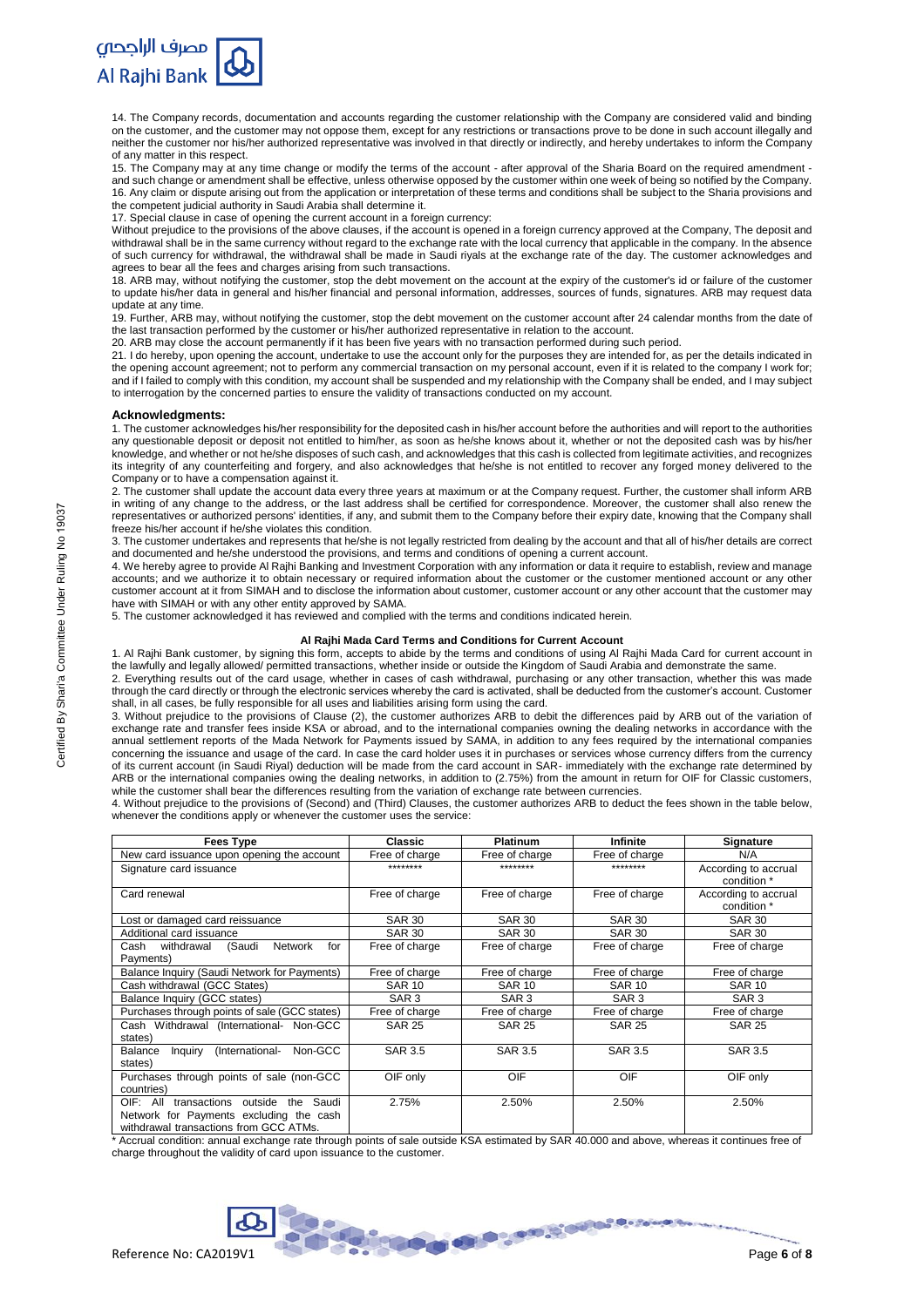14. The Company records, documentation and accounts regarding the customer relationship with the Company are considered valid and binding on the customer, and the customer may not oppose them, except for any restrictions or transactions prove to be done in such account illegally and neither the customer nor his/her authorized representative was involved in that directly or indirectly, and hereby undertakes to inform the Company of any matter in this respect.

15. The Company may at any time change or modify the terms of the account - after approval of the Sharia Board on the required amendment - and such change or amendment shall be effective, unless otherwise opposed by the customer within one week of being so notified by the Company.

16. Any claim or dispute arising out from the application or interpretation of these terms and conditions shall be subject to the Sharia provisions and the competent judicial authority in Saudi Arabia shall determine it.

17. Special clause in case of opening the current account in a foreign currency:

Without prejudice to the provisions of the above clauses, if the account is opened in a foreign currency approved at the Company, The deposit and withdrawal shall be in the same currency without regard to the exchange rate with the local currency that applicable in the company. In the absence of such currency for withdrawal, the withdrawal shall be made in Saudi riyals at the exchange rate of the day. The customer acknowledges and agrees to bear all the fees and charges arising from such transactions.

18. ARB may, without notifying the customer, stop the debt movement on the account at the expiry of the customer's id or failure of the customer to update his/her data in general and his/her financial and personal information, addresses, sources of funds, signatures. ARB may request data update at any time.

19. Further, ARB may, without notifying the customer, stop the debt movement on the customer account after 24 calendar months from the date of the last transaction performed by the customer or his/her authorized representative in relation to the account.

20. ARB may close the account permanently if it has been five years with no transaction performed during such period.

21. I do hereby, upon opening the account, undertake to use the account only for the purposes they are intended for, as per the details indicated in the opening account agreement; not to perform any commercial transaction on my personal account, even if it is related to the company I work for; and if I failed to comply with this condition, my account shall be suspended and my relationship with the Company shall be ended, and I may subject to interrogation by the concerned parties to ensure the validity of transactions conducted on my account.

## Acknowledgments:

1. The customer acknowledges his/her responsibility for the deposited cash in his/her account before the authorities and will report to the authorities any questionable deposit or deposit not entitled to him/her, as soon as he/she knows about it, whether or not the deposited cash was by his/her knowledge, and whether or not he/she disposes of such cash, and acknowledges that this cash is collected from legitimate activities, and recognizes its integrity of any counterfeiting and forgery, and also acknowledges that he/she is not entitled to recover any forged money delivered to the Company or to have a compensation against it.

2. The customer shall update the account data every three years at maximum or at the Company request. Further, the customer shall inform ARB in writing of any change to the address, or the last address shall be certified for correspondence. Moreover, the customer shall also renew the representatives or authorized persons' identities, if any, and submit them to the Company before their expiry date, knowing that the Company shall freeze his/her account if he/she violates this condition.

3. The customer undertakes and represents that he/she is not legally restricted from dealing by the account and that all of his/her details are correct and documented and he/she understood the provisions, and terms and conditions of opening a current account.

4. We hereby agree to provide Al Rajhi Banking and Investment Corporation with any information or data it require to establish, review and manage accounts; and we authorize it to obtain necessary or required information about the customer or the customer mentioned account or any other customer account at it from SIMAH and to disclose the information about customer, customer account or any other account that the customer may have with SIMAH or with any other entity approved by SAMA.

5. The customer acknowledged it has reviewed and complied with the terms and conditions indicated herein.

### Al Rajhi Mada Card Terms and Conditions for Current Account

1. Al Rajhi Bank customer, by signing this form, accepts to abide by the terms and conditions of using Al Rajhi Mada Card for current account in the lawfully and legally allowed/ permitted transactions, whether inside or outside the Kingdom of Saudi Arabia and demonstrate the same.

2. Everything results out of the card usage, whether in cases of cash withdrawal, purchasing or any other transaction, whether this was made through the card directly or through the electronic services whereby the card is activated, shall be deducted from the customer's account. Customer shall, in all cases, be fully responsible for all uses and liabilities arising form using the card.

3. Without prejudice to the provisions of Clause (2), the customer authorizes ARB to debit the differences paid by ARB out of the variation of exchange rate and transfer fees inside KSA or abroad, and to the international companies owning the dealing networks in accordance with the annual settlement reports of the Mada Network for Payments issued by SAMA, in addition to any fees required by the international companies concerning the issuance and usage of the card. In case the card holder uses it in purchases or services whose currency differs from the currency of its current account (in Saudi Riyal) deduction will be made from the card account in SAR- immediately with the exchange rate determined by ARB or the international companies owing the dealing networks, in addition to (2.75%) from the amount in return for OIF for Classic customers, while the customer shall bear the differences resulting from the variation of exchange rate between currencies.

4. Without prejudice to the provisions of (Second) and (Third) Clauses, the customer authorizes ARB to deduct the fees shown in the table below, whenever the conditions apply or whenever the customer uses the service:

| Fees Type | Classic | Platinum | Infinite | Signature |
|---|---|---|---|---|
| New card issuance upon opening the account | Free of charge | Free of charge | Free of charge | N/A |
| Signature card issuance | ******** | ******** | ******** | According to accrual condition * |
| Card renewal | Free of charge | Free of charge | Free of charge | According to accrual condition * |
| Lost or damaged card reissuance | SAR 30 | SAR 30 | SAR 30 | SAR 30 |
| Additional card issuance | SAR 30 | SAR 30 | SAR 30 | SAR 30 |
| Cash withdrawal (Saudi Network for Payments) | Free of charge | Free of charge | Free of charge | Free of charge |
| Balance Inquiry (Saudi Network for Payments) | Free of charge | Free of charge | Free of charge | Free of charge |
| Cash withdrawal (GCC States) | SAR 10 | SAR 10 | SAR 10 | SAR 10 |
| Balance Inquiry (GCC states) | SAR 3 | SAR 3 | SAR 3 | SAR 3 |
| Purchases through points of sale (GCC states) | Free of charge | Free of charge | Free of charge | Free of charge |
| Cash Withdrawal (International- Non-GCC states) | SAR 25 | SAR 25 | SAR 25 | SAR 25 |
| Balance Inquiry (International- Non-GCC states) | SAR 3.5 | SAR 3.5 | SAR 3.5 | SAR 3.5 |
| Purchases through points of sale (non-GCC countries) | OIF only | OIF | OIF | OIF only |
| OIF: All transactions outside the Saudi Network for Payments excluding the cash withdrawal transactions from GCC ATMs. | 2.75% | 2.50% | 2.50% | 2.50% |

* Accrual condition: annual exchange rate through points of sale outside KSA estimated by SAR 40.000 and above, whereas it continues free of charge throughout the validity of card upon issuance to the customer.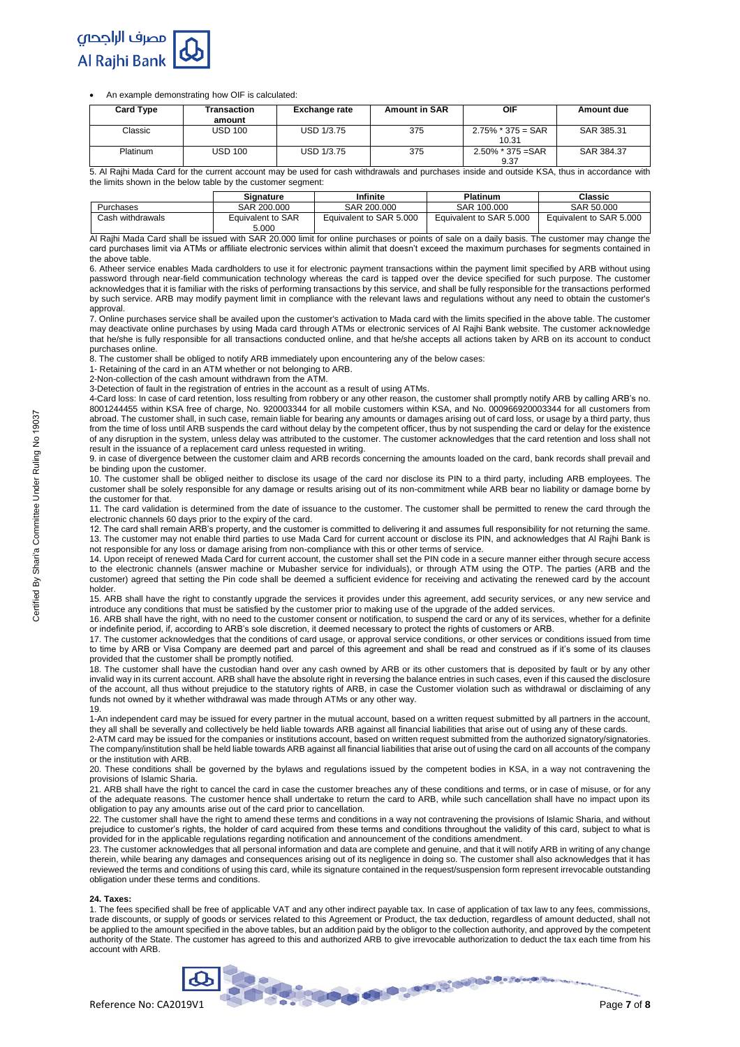- An example demonstrating how OIF is calculated:

| Card Type | Transaction amount | Exchange rate | Amount in SAR | OIF | Amount due |
|---|---|---|---|---|---|
| Classic | USD 100 | USD 1/3.75 | 375 | 2.75% * 375 = SAR 10.31 | SAR 385.31 |
| Platinum | USD 100 | USD 1/3.75 | 375 | 2.50% * 375 =SAR 9.37 | SAR 384.37 |

5. Al Rajhi Mada Card for the current account may be used for cash withdrawals and purchases inside and outside KSA, thus in accordance with the limits shown in the below table by the customer segment:

| | Signature | Infinite | Platinum | Classic |
|---|---|---|---|---|
| Purchases | SAR 200.000 | SAR 200.000 | SAR 100.000 | SAR 50.000 |
| Cash withdrawals | Equivalent to SAR 5.000 | Equivalent to SAR 5.000 | Equivalent to SAR 5.000 | Equivalent to SAR 5.000 |

Al Rajhi Mada Card shall be issued with SAR 20.000 limit for online purchases or points of sale on a daily basis. The customer may change the card purchases limit via ATMs or affiliate electronic services within alimit that doesn't exceed the maximum purchases for segments contained in the above table.

6. Atheer service enables Mada cardholders to use it for electronic payment transactions within the payment limit specified by ARB without using password through near-field communication technology whereas the card is tapped over the device specified for such purpose. The customer acknowledges that it is familiar with the risks of performing transactions by this service, and shall be fully responsible for the transactions performed by such service. ARB may modify payment limit in compliance with the relevant laws and regulations without any need to obtain the customer's approval.

7. Online purchases service shall be availed upon the customer's activation to Mada card with the limits specified in the above table. The customer may deactivate online purchases by using Mada card through ATMs or electronic services of Al Rajhi Bank website. The customer acknowledge that he/she is fully responsible for all transactions conducted online, and that he/she accepts all actions taken by ARB on its account to conduct purchases online.

8. The customer shall be obliged to notify ARB immediately upon encountering any of the below cases:

1- Retaining of the card in an ATM whether or not belonging to ARB.

2-Non-collection of the cash amount withdrawn from the ATM.

3-Detection of fault in the registration of entries in the account as a result of using ATMs.

4-Card loss: In case of card retention, loss resulting from robbery or any other reason, the customer shall promptly notify ARB by calling ARB's no. 8001244455 within KSA free of charge, No. 920003344 for all mobile customers within KSA, and No. 000966920003344 for all customers from abroad. The customer shall, in such case, remain liable for bearing any amounts or damages arising out of card loss, or usage by a third party, thus from the time of loss until ARB suspends the card without delay by the competent officer, thus by not suspending the card or delay for the existence of any disruption in the system, unless delay was attributed to the customer. The customer acknowledges that the card retention and loss shall not result in the issuance of a replacement card unless requested in writing.

9. in case of divergence between the customer claim and ARB records concerning the amounts loaded on the card, bank records shall prevail and be binding upon the customer.

10. The customer shall be obliged neither to disclose its usage of the card nor disclose its PIN to a third party, including ARB employees. The customer shall be solely responsible for any damage or results arising out of its non-commitment while ARB bear no liability or damage borne by the customer for that.

11. The card validation is determined from the date of issuance to the customer. The customer shall be permitted to renew the card through the electronic channels 60 days prior to the expiry of the card.

12. The card shall remain ARB's property, and the customer is committed to delivering it and assumes full responsibility for not returning the same.

13. The customer may not enable third parties to use Mada Card for current account or disclose its PIN, and acknowledges that Al Rajhi Bank is not responsible for any loss or damage arising from non-compliance with this or other terms of service.

14. Upon receipt of renewed Mada Card for current account, the customer shall set the PIN code in a secure manner either through secure access to the electronic channels (answer machine or Mubasher service for individuals), or through ATM using the OTP. The parties (ARB and the customer) agreed that setting the Pin code shall be deemed a sufficient evidence for receiving and activating the renewed card by the account holder.

15. ARB shall have the right to constantly upgrade the services it provides under this agreement, add security services, or any new service and introduce any conditions that must be satisfied by the customer prior to making use of the upgrade of the added services.

16. ARB shall have the right, with no need to the customer consent or notification, to suspend the card or any of its services, whether for a definite or indefinite period, if, according to ARB's sole discretion, it deemed necessary to protect the rights of customers or ARB.

17. The customer acknowledges that the conditions of card usage, or approval service conditions, or other services or conditions issued from time to time by ARB or Visa Company are deemed part and parcel of this agreement and shall be read and construed as if it's some of its clauses provided that the customer shall be promptly notified.

18. The customer shall have the custodian hand over any cash owned by ARB or its other customers that is deposited by fault or by any other invalid way in its current account. ARB shall have the absolute right in reversing the balance entries in such cases, even if this caused the disclosure of the account, all thus without prejudice to the statutory rights of ARB, in case the Customer violation such as withdrawal or disclaiming of any funds not owned by it whether withdrawal was made through ATMs or any other way.

19.

1-An independent card may be issued for every partner in the mutual account, based on a written request submitted by all partners in the account, they all shall be severally and collectively be held liable towards ARB against all financial liabilities that arise out of using any of these cards.

2-ATM card may be issued for the companies or institutions account, based on written request submitted from the authorized signatory/signatories. The company/institution shall be held liable towards ARB against all financial liabilities that arise out of using the card on all accounts of the company or the institution with ARB.

20. These conditions shall be governed by the bylaws and regulations issued by the competent bodies in KSA, in a way not contravening the provisions of Islamic Sharia.

21. ARB shall have the right to cancel the card in case the customer breaches any of these conditions and terms, or in case of misuse, or for any of the adequate reasons. The customer hence shall undertake to return the card to ARB, while such cancellation shall have no impact upon its obligation to pay any amounts arise out of the card prior to cancellation.

22. The customer shall have the right to amend these terms and conditions in a way not contravening the provisions of Islamic Sharia, and without prejudice to customer's rights, the holder of card acquired from these terms and conditions throughout the validity of this card, subject to what is provided for in the applicable regulations regarding notification and announcement of the conditions amendment.

23. The customer acknowledges that all personal information and data are complete and genuine, and that it will notify ARB in writing of any change therein, while bearing any damages and consequences arising out of its negligence in doing so. The customer shall also acknowledges that it has reviewed the terms and conditions of using this card, while its signature contained in the request/suspension form represent irrevocable outstanding obligation under these terms and conditions.

**24. Taxes:**

1. The fees specified shall be free of applicable VAT and any other indirect payable tax. In case of application of tax law to any fees, commissions, trade discounts, or supply of goods or services related to this Agreement or Product, the tax deduction, regardless of amount deducted, shall not be applied to the amount specified in the above tables, but an addition paid by the obligor to the collection authority, and approved by the competent authority of the State. The customer has agreed to this and authorized ARB to give irrevocable authorization to deduct the tax each time from his account with ARB.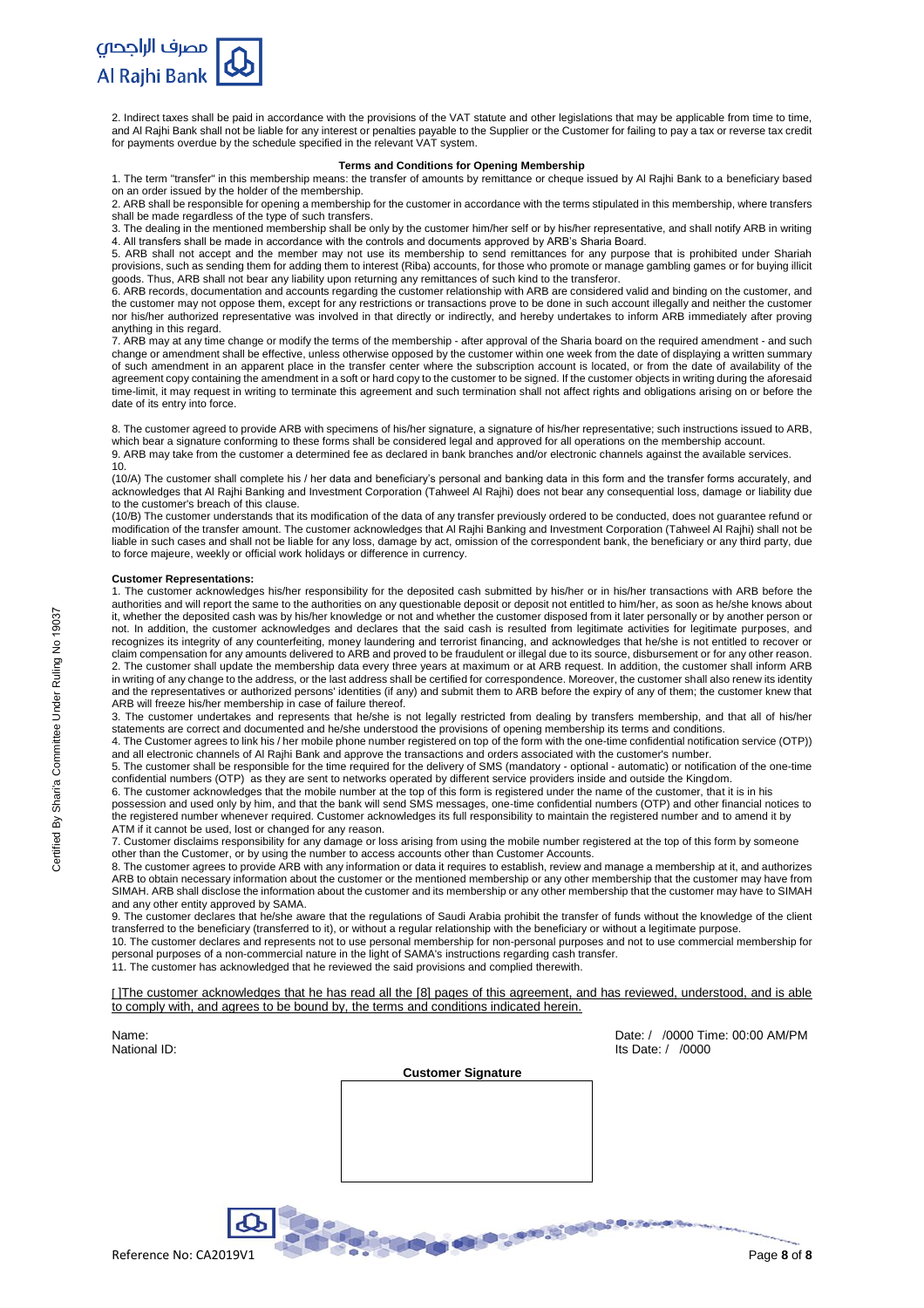2. Indirect taxes shall be paid in accordance with the provisions of the VAT statute and other legislations that may be applicable from time to time, and Al Rajhi Bank shall not be liable for any interest or penalties payable to the Supplier or the Customer for failing to pay a tax or reverse tax credit for payments overdue by the schedule specified in the relevant VAT system.

**Terms and Conditions for Opening Membership**

1. The term "transfer" in this membership means: the transfer of amounts by remittance or cheque issued by Al Rajhi Bank to a beneficiary based on an order issued by the holder of the membership.
2. ARB shall be responsible for opening a membership for the customer in accordance with the terms stipulated in this membership, where transfers shall be made regardless of the type of such transfers.
3. The dealing in the mentioned membership shall be only by the customer him/her self or by his/her representative, and shall notify ARB in writing
4. All transfers shall be made in accordance with the controls and documents approved by ARB's Sharia Board.
5. ARB shall not accept and the member may not use its membership to send remittances for any purpose that is prohibited under Shariah provisions, such as sending them for adding them to interest (Riba) accounts, for those who promote or manage gambling games or for buying illicit goods. Thus, ARB shall not bear any liability upon returning any remittances of such kind to the transferor.
6. ARB records, documentation and accounts regarding the customer relationship with ARB are considered valid and binding on the customer, and the customer may not oppose them, except for any restrictions or transactions prove to be done in such account illegally and neither the customer nor his/her authorized representative was involved in that directly or indirectly, and hereby undertakes to inform ARB immediately after proving anything in this regard.
7. ARB may at any time change or modify the terms of the membership - after approval of the Sharia board on the required amendment - and such change or amendment shall be effective, unless otherwise opposed by the customer within one week from the date of displaying a written summary of such amendment in an apparent place in the transfer center where the subscription account is located, or from the date of availability of the agreement copy containing the amendment in a soft or hard copy to the customer to be signed. If the customer objects in writing during the aforesaid time-limit, it may request in writing to terminate this agreement and such termination shall not affect rights and obligations arising on or before the date of its entry into force.

8. The customer agreed to provide ARB with specimens of his/her signature, a signature of his/her representative; such instructions issued to ARB, which bear a signature conforming to these forms shall be considered legal and approved for all operations on the membership account.
9. ARB may take from the customer a determined fee as declared in bank branches and/or electronic channels against the available services.
10.

(10/A) The customer shall complete his / her data and beneficiary's personal and banking data in this form and the transfer forms accurately, and acknowledges that Al Rajhi Banking and Investment Corporation (Tahweel Al Rajhi) does not bear any consequential loss, damage or liability due to the customer's breach of this clause.

(10/B) The customer understands that its modification of the data of any transfer previously ordered to be conducted, does not guarantee refund or modification of the transfer amount. The customer acknowledges that Al Rajhi Banking and Investment Corporation (Tahweel Al Rajhi) shall not be liable in such cases and shall not be liable for any loss, damage by act, omission of the correspondent bank, the beneficiary or any third party, due to force majeure, weekly or official work holidays or difference in currency.

**Customer Representations:**

1. The customer acknowledges his/her responsibility for the deposited cash submitted by his/her or in his/her transactions with ARB before the authorities and will report the same to the authorities on any questionable deposit or deposit not entitled to him/her, as soon as he/she knows about it, whether the deposited cash was by his/her knowledge or not and whether the customer disposed from it later personally or by another person or not. In addition, the customer acknowledges and declares that the said cash is resulted from legitimate activities for legitimate purposes, and recognizes its integrity of any counterfeiting, money laundering and terrorist financing, and acknowledges that he/she is not entitled to recover or claim compensation for any amounts delivered to ARB and proved to be fraudulent or illegal due to its source, disbursement or for any other reason.
2. The customer shall update the membership data every three years at maximum or at ARB request. In addition, the customer shall inform ARB in writing of any change to the address, or the last address shall be certified for correspondence. Moreover, the customer shall also renew its identity and the representatives or authorized persons' identities (if any) and submit them to ARB before the expiry of any of them; the customer knew that ARB will freeze his/her membership in case of failure thereof.
3. The customer undertakes and represents that he/she is not legally restricted from dealing by transfers membership, and that all of his/her statements are correct and documented and he/she understood the provisions of opening membership its terms and conditions.
4. The Customer agrees to link his / her mobile phone number registered on top of the form with the one-time confidential notification service (OTP)) and all electronic channels of Al Rajhi Bank and approve the transactions and orders associated with the customer's number.
5. The customer shall be responsible for the time required for the delivery of SMS (mandatory - optional - automatic) or notification of the one-time confidential numbers (OTP) as they are sent to networks operated by different service providers inside and outside the Kingdom.
6. The customer acknowledges that the mobile number at the top of this form is registered under the name of the customer, that it is in his possession and used only by him, and that the bank will send SMS messages, one-time confidential numbers (OTP) and other financial notices to the registered number whenever required. Customer acknowledges its full responsibility to maintain the registered number and to amend it by ATM if it cannot be used, lost or changed for any reason.
7. Customer disclaims responsibility for any damage or loss arising from using the mobile number registered at the top of this form by someone other than the Customer, or by using the number to access accounts other than Customer Accounts.
8. The customer agrees to provide ARB with any information or data it requires to establish, review and manage a membership at it, and authorizes ARB to obtain necessary information about the customer or the mentioned membership or any other membership that the customer may have from SIMAH. ARB shall disclose the information about the customer and its membership or any other membership that the customer may have to SIMAH and any other entity approved by SAMA.
9. The customer declares that he/she aware that the regulations of Saudi Arabia prohibit the transfer of funds without the knowledge of the client transferred to the beneficiary (transferred to it), or without a regular relationship with the beneficiary or without a legitimate purpose.
10. The customer declares and represents not to use personal membership for non-personal purposes and not to use commercial membership for personal purposes of a non-commercial nature in the light of SAMA's instructions regarding cash transfer.
11. The customer has acknowledged that he reviewed the said provisions and complied therewith.

[ ]The customer acknowledges that he has read all the [8] pages of this agreement, and has reviewed, understood, and is able to comply with, and agrees to be bound by, the terms and conditions indicated herein.

Name:
National ID:

Date: / /0000 Time: 00:00 AM/PM
Its Date: / /0000

**Customer Signature**

Certified By Shari'a Committee Under Ruling No 19037

Reference No: CA2019V1